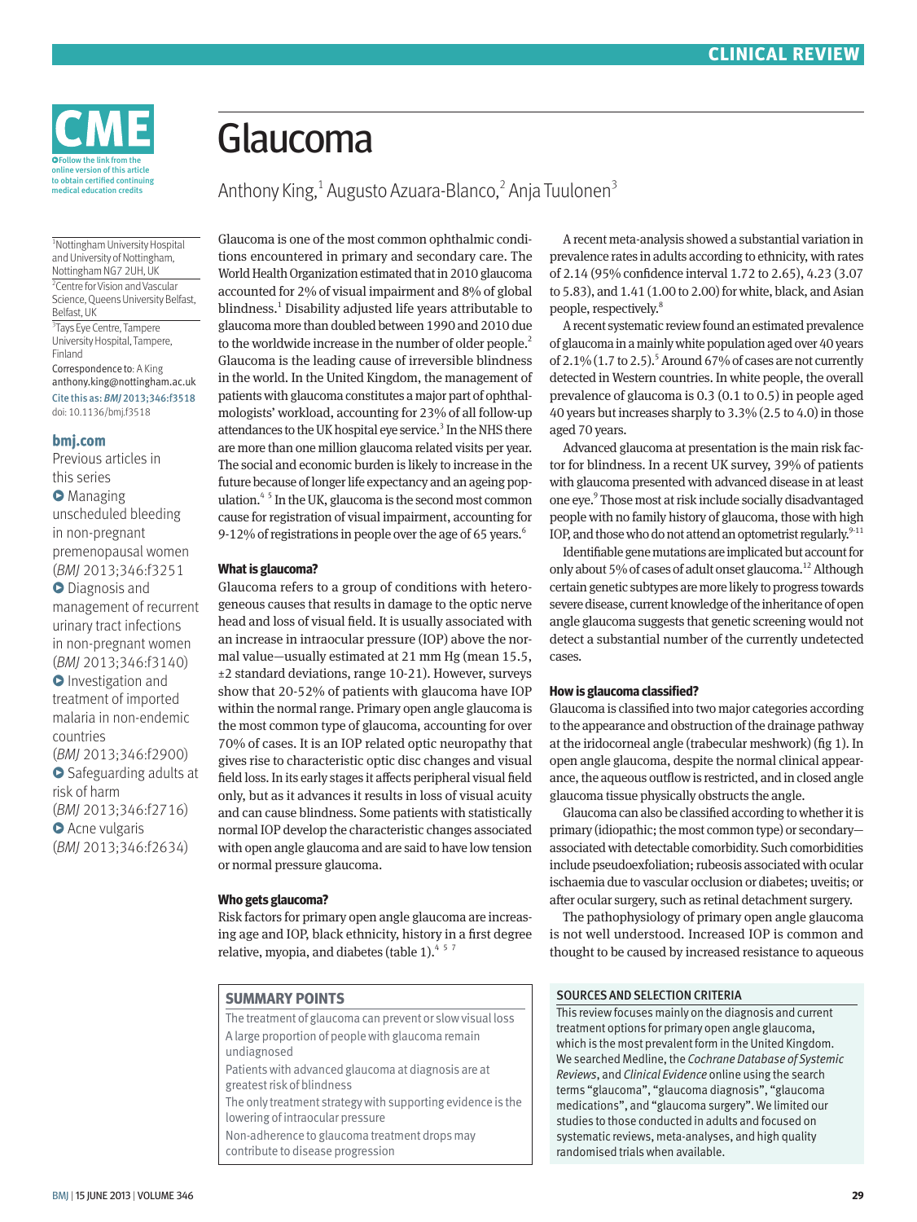# Glaucoma

Anthony King,[1] Augusto Azuara-Blanco,[2] Anja Tuulonen[3]

[1]Nottingham University Hospital and University of Nottingham, Nottingham NG7 2UH, UK

[2]Centre for Vision and Vascular Science, Queens University Belfast, Belfast, UK

[3]Tays Eye Centre, Tampere University Hospital, Tampere, Finland

Correspondence to: A King anthony.king@nottingham.ac.uk

Cite this as: *BMJ* 2013;346:f3518

doi: 10.1136/bmj.f3518

**bmj.com**

Previous articles in this series

- Managing unscheduled bleeding in non-pregnant premenopausal women (*BMJ* 2013;346:f3251
- Diagnosis and management of recurrent urinary tract infections in non-pregnant women (*BMJ* 2013;346:f3140)
- Investigation and treatment of imported malaria in non-endemic countries (*BMJ* 2013;346:f2900)
- Safeguarding adults at risk of harm (*BMJ* 2013;346:f2716)
- Acne vulgaris (*BMJ* 2013;346:f2634)

Glaucoma is one of the most common ophthalmic conditions encountered in primary and secondary care. The World Health Organization estimated that in 2010 glaucoma accounted for 2% of visual impairment and 8% of global blindness.[1] Disability adjusted life years attributable to glaucoma more than doubled between 1990 and 2010 due to the worldwide increase in the number of older people.[2] Glaucoma is the leading cause of irreversible blindness in the world. In the United Kingdom, the management of patients with glaucoma constitutes a major part of ophthalmologists' workload, accounting for 23% of all follow-up attendances to the UK hospital eye service.[3] In the NHS there are more than one million glaucoma related visits per year. The social and economic burden is likely to increase in the future because of longer life expectancy and an ageing population.[4 5] In the UK, glaucoma is the second most common cause for registration of visual impairment, accounting for 9-12% of registrations in people over the age of 65 years.[6]

### What is glaucoma?

Glaucoma refers to a group of conditions with heterogeneous causes that results in damage to the optic nerve head and loss of visual field. It is usually associated with an increase in intraocular pressure (IOP) above the normal value—usually estimated at 21 mm Hg (mean 15.5, ±2 standard deviations, range 10-21). However, surveys show that 20-52% of patients with glaucoma have IOP within the normal range. Primary open angle glaucoma is the most common type of glaucoma, accounting for over 70% of cases. It is an IOP related optic neuropathy that gives rise to characteristic optic disc changes and visual field loss. In its early stages it affects peripheral visual field only, but as it advances it results in loss of visual acuity and can cause blindness. Some patients with statistically normal IOP develop the characteristic changes associated with open angle glaucoma and are said to have low tension or normal pressure glaucoma.

### Who gets glaucoma?

Risk factors for primary open angle glaucoma are increasing age and IOP, black ethnicity, history in a first degree relative, myopia, and diabetes (table 1).[4 5 7]

A recent meta-analysis showed a substantial variation in prevalence rates in adults according to ethnicity, with rates of 2.14 (95% confidence interval 1.72 to 2.65), 4.23 (3.07 to 5.83), and 1.41 (1.00 to 2.00) for white, black, and Asian people, respectively.[8]

A recent systematic review found an estimated prevalence of glaucoma in a mainly white population aged over 40 years of 2.1% (1.7 to 2.5).[5] Around 67% of cases are not currently detected in Western countries. In white people, the overall prevalence of glaucoma is 0.3 (0.1 to 0.5) in people aged 40 years but increases sharply to 3.3% (2.5 to 4.0) in those aged 70 years.

Advanced glaucoma at presentation is the main risk factor for blindness. In a recent UK survey, 39% of patients with glaucoma presented with advanced disease in at least one eye.[9] Those most at risk include socially disadvantaged people with no family history of glaucoma, those with high IOP, and those who do not attend an optometrist regularly.[9-11]

Identifiable gene mutations are implicated but account for only about 5% of cases of adult onset glaucoma.[12] Although certain genetic subtypes are more likely to progress towards severe disease, current knowledge of the inheritance of open angle glaucoma suggests that genetic screening would not detect a substantial number of the currently undetected cases.

### How is glaucoma classified?

Glaucoma is classified into two major categories according to the appearance and obstruction of the drainage pathway at the iridocorneal angle (trabecular meshwork) (fig 1). In open angle glaucoma, despite the normal clinical appearance, the aqueous outflow is restricted, and in closed angle glaucoma tissue physically obstructs the angle.

Glaucoma can also be classified according to whether it is primary (idiopathic; the most common type) or secondary—associated with detectable comorbidity. Such comorbidities include pseudoexfoliation; rubeosis associated with ocular ischaemia due to vascular occlusion or diabetes; uveitis; or after ocular surgery, such as retinal detachment surgery.

The pathophysiology of primary open angle glaucoma is not well understood. Increased IOP is common and thought to be caused by increased resistance to aqueous

**SUMMARY POINTS**

- The treatment of glaucoma can prevent or slow visual loss
- A large proportion of people with glaucoma remain undiagnosed
- Patients with advanced glaucoma at diagnosis are at greatest risk of blindness
- The only treatment strategy with supporting evidence is the lowering of intraocular pressure
- Non-adherence to glaucoma treatment drops may contribute to disease progression

**SOURCES AND SELECTION CRITERIA**

This review focuses mainly on the diagnosis and current treatment options for primary open angle glaucoma, which is the most prevalent form in the United Kingdom. We searched Medline, the *Cochrane Database of Systemic Reviews*, and *Clinical Evidence* online using the search terms "glaucoma", "glaucoma diagnosis", "glaucoma medications", and "glaucoma surgery". We limited our studies to those conducted in adults and focused on systematic reviews, meta-analyses, and high quality randomised trials when available.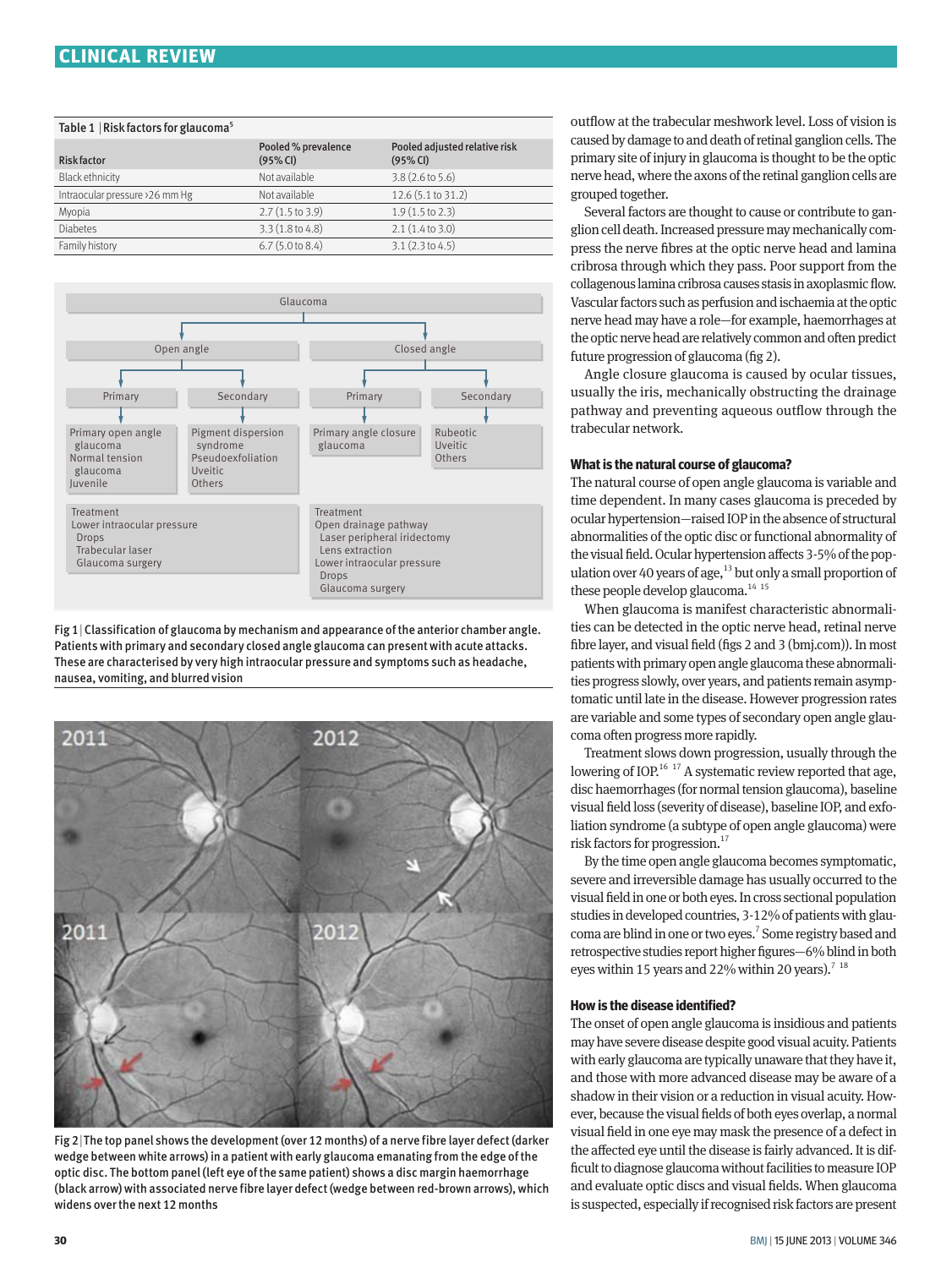Table 1 | Risk factors for glaucoma[5]

| Risk factor | Pooled % prevalence (95% CI) | Pooled adjusted relative risk (95% CI) |
|---|---|---|
| Black ethnicity | Not available | 3.8 (2.6 to 5.6) |
| Intraocular pressure >26 mm Hg | Not available | 12.6 (5.1 to 31.2) |
| Myopia | 2.7 (1.5 to 3.9) | 1.9 (1.5 to 2.3) |
| Diabetes | 3.3 (1.8 to 4.8) | 2.1 (1.4 to 3.0) |
| Family history | 6.7 (5.0 to 8.4) | 3.1 (2.3 to 4.5) |

Glaucoma

- Open angle
  - Primary: Primary open angle glaucoma; Normal tension glaucoma; Juvenile
  - Secondary: Pigment dispersion syndrome; Pseudoexfoliation; Uveitic; Others
  - Treatment: Lower intraocular pressure — Drops; Trabecular laser; Glaucoma surgery
- Closed angle
  - Primary: Primary angle closure glaucoma
  - Secondary: Rubeotic; Uveitic; Others
  - Treatment: Open drainage pathway — Laser peripheral iridectomy; Lens extraction. Lower intraocular pressure — Drops; Glaucoma surgery

Fig 1 | Classification of glaucoma by mechanism and appearance of the anterior chamber angle. Patients with primary and secondary closed angle glaucoma can present with acute attacks. These are characterised by very high intraocular pressure and symptoms such as headache, nausea, vomiting, and blurred vision

Fig 2 | The top panel shows the development (over 12 months) of a nerve fibre layer defect (darker wedge between white arrows) in a patient with early glaucoma emanating from the edge of the optic disc. The bottom panel (left eye of the same patient) shows a disc margin haemorrhage (black arrow) with associated nerve fibre layer defect (wedge between red-brown arrows), which widens over the next 12 months

outflow at the trabecular meshwork level. Loss of vision is caused by damage to and death of retinal ganglion cells. The primary site of injury in glaucoma is thought to be the optic nerve head, where the axons of the retinal ganglion cells are grouped together.

Several factors are thought to cause or contribute to ganglion cell death. Increased pressure may mechanically compress the nerve fibres at the optic nerve head and lamina cribrosa through which they pass. Poor support from the collagenous lamina cribrosa causes stasis in axoplasmic flow. Vascular factors such as perfusion and ischaemia at the optic nerve head may have a role—for example, haemorrhages at the optic nerve head are relatively common and often predict future progression of glaucoma (fig 2).

Angle closure glaucoma is caused by ocular tissues, usually the iris, mechanically obstructing the drainage pathway and preventing aqueous outflow through the trabecular network.

### What is the natural course of glaucoma?

The natural course of open angle glaucoma is variable and time dependent. In many cases glaucoma is preceded by ocular hypertension—raised IOP in the absence of structural abnormalities of the optic disc or functional abnormality of the visual field. Ocular hypertension affects 3-5% of the population over 40 years of age,[13] but only a small proportion of these people develop glaucoma.[14 15]

When glaucoma is manifest characteristic abnormalities can be detected in the optic nerve head, retinal nerve fibre layer, and visual field (figs 2 and 3 (bmj.com)). In most patients with primary open angle glaucoma these abnormalities progress slowly, over years, and patients remain asymptomatic until late in the disease. However progression rates are variable and some types of secondary open angle glaucoma often progress more rapidly.

Treatment slows down progression, usually through the lowering of IOP.[16 17] A systematic review reported that age, disc haemorrhages (for normal tension glaucoma), baseline visual field loss (severity of disease), baseline IOP, and exfoliation syndrome (a subtype of open angle glaucoma) were risk factors for progression.[17]

By the time open angle glaucoma becomes symptomatic, severe and irreversible damage has usually occurred to the visual field in one or both eyes. In cross sectional population studies in developed countries, 3-12% of patients with glaucoma are blind in one or two eyes.[7] Some registry based and retrospective studies report higher figures—6% blind in both eyes within 15 years and 22% within 20 years).[7 18]

### How is the disease identified?

The onset of open angle glaucoma is insidious and patients may have severe disease despite good visual acuity. Patients with early glaucoma are typically unaware that they have it, and those with more advanced disease may be aware of a shadow in their vision or a reduction in visual acuity. However, because the visual fields of both eyes overlap, a normal visual field in one eye may mask the presence of a defect in the affected eye until the disease is fairly advanced. It is difficult to diagnose glaucoma without facilities to measure IOP and evaluate optic discs and visual fields. When glaucoma is suspected, especially if recognised risk factors are present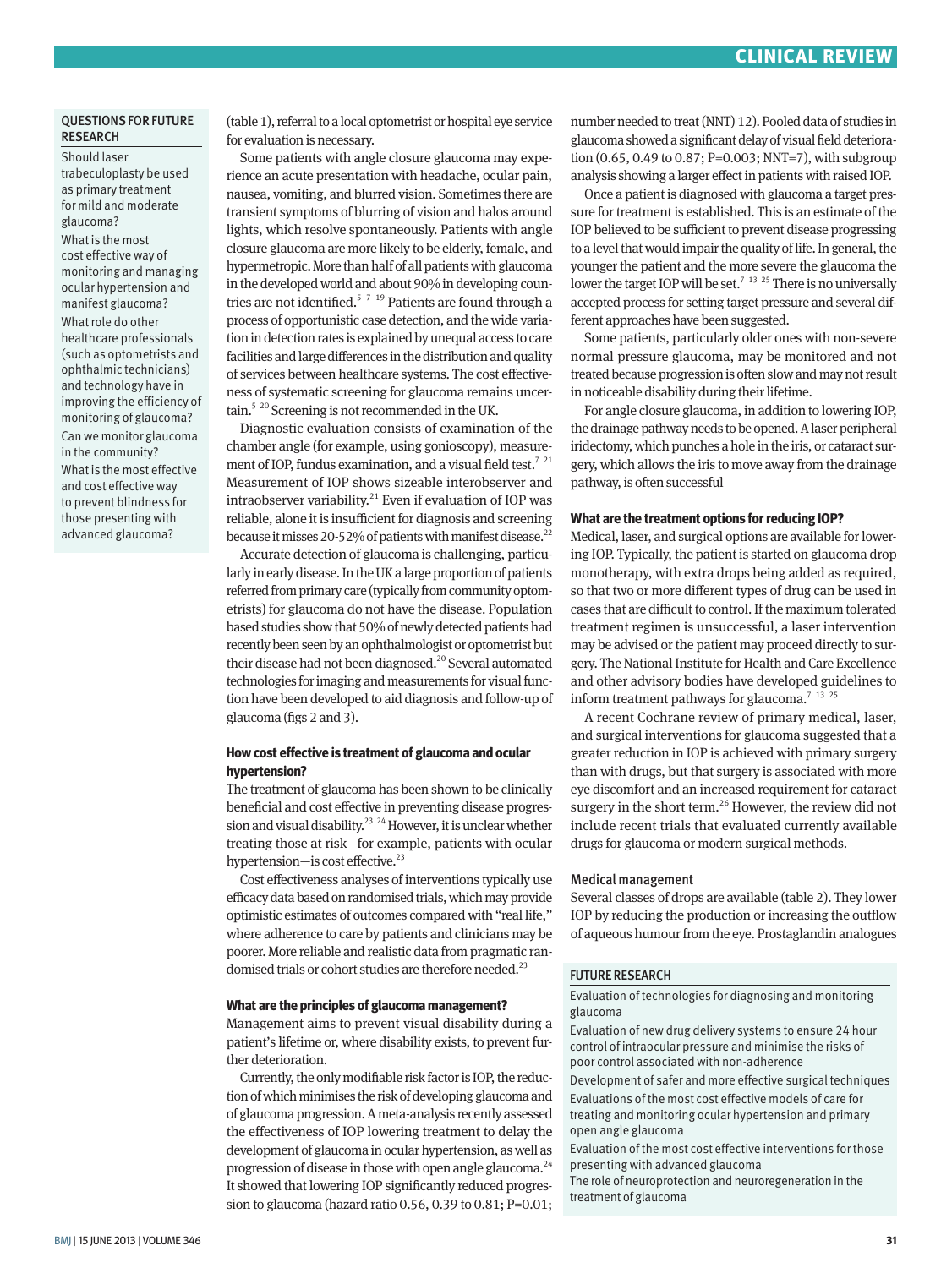### QUESTIONS FOR FUTURE RESEARCH

Should laser trabeculoplasty be used as primary treatment for mild and moderate glaucoma?

What is the most cost effective way of monitoring and managing ocular hypertension and manifest glaucoma?

What role do other healthcare professionals (such as optometrists and ophthalmic technicians) and technology have in improving the efficiency of monitoring of glaucoma?

Can we monitor glaucoma in the community?

What is the most effective and cost effective way to prevent blindness for those presenting with advanced glaucoma?

(table 1), referral to a local optometrist or hospital eye service for evaluation is necessary.

Some patients with angle closure glaucoma may experience an acute presentation with headache, ocular pain, nausea, vomiting, and blurred vision. Sometimes there are transient symptoms of blurring of vision and halos around lights, which resolve spontaneously. Patients with angle closure glaucoma are more likely to be elderly, female, and hypermetropic. More than half of all patients with glaucoma in the developed world and about 90% in developing countries are not identified.[5 7 19] Patients are found through a process of opportunistic case detection, and the wide variation in detection rates is explained by unequal access to care facilities and large differences in the distribution and quality of services between healthcare systems. The cost effectiveness of systematic screening for glaucoma remains uncertain.[5 20] Screening is not recommended in the UK.

Diagnostic evaluation consists of examination of the chamber angle (for example, using gonioscopy), measurement of IOP, fundus examination, and a visual field test.[7 21] Measurement of IOP shows sizeable interobserver and intraobserver variability.[21] Even if evaluation of IOP was reliable, alone it is insufficient for diagnosis and screening because it misses 20-52% of patients with manifest disease.[22]

Accurate detection of glaucoma is challenging, particularly in early disease. In the UK a large proportion of patients referred from primary care (typically from community optometrists) for glaucoma do not have the disease. Population based studies show that 50% of newly detected patients had recently been seen by an ophthalmologist or optometrist but their disease had not been diagnosed.[20] Several automated technologies for imaging and measurements for visual function have been developed to aid diagnosis and follow-up of glaucoma (figs 2 and 3).

### How cost effective is treatment of glaucoma and ocular hypertension?

The treatment of glaucoma has been shown to be clinically beneficial and cost effective in preventing disease progression and visual disability.[23 24] However, it is unclear whether treating those at risk—for example, patients with ocular hypertension—is cost effective.[23]

Cost effectiveness analyses of interventions typically use efficacy data based on randomised trials, which may provide optimistic estimates of outcomes compared with "real life," where adherence to care by patients and clinicians may be poorer. More reliable and realistic data from pragmatic randomised trials or cohort studies are therefore needed.[23]

### What are the principles of glaucoma management?

Management aims to prevent visual disability during a patient's lifetime or, where disability exists, to prevent further deterioration.

Currently, the only modifiable risk factor is IOP, the reduction of which minimises the risk of developing glaucoma and of glaucoma progression. A meta-analysis recently assessed the effectiveness of IOP lowering treatment to delay the development of glaucoma in ocular hypertension, as well as progression of disease in those with open angle glaucoma.[24] It showed that lowering IOP significantly reduced progression to glaucoma (hazard ratio 0.56, 0.39 to 0.81; P=0.01; number needed to treat (NNT) 12). Pooled data of studies in glaucoma showed a significant delay of visual field deterioration (0.65, 0.49 to 0.87; P=0.003; NNT=7), with subgroup analysis showing a larger effect in patients with raised IOP.

Once a patient is diagnosed with glaucoma a target pressure for treatment is established. This is an estimate of the IOP believed to be sufficient to prevent disease progressing to a level that would impair the quality of life. In general, the younger the patient and the more severe the glaucoma the lower the target IOP will be set.[7 13 25] There is no universally accepted process for setting target pressure and several different approaches have been suggested.

Some patients, particularly older ones with non-severe normal pressure glaucoma, may be monitored and not treated because progression is often slow and may not result in noticeable disability during their lifetime.

For angle closure glaucoma, in addition to lowering IOP, the drainage pathway needs to be opened. A laser peripheral iridectomy, which punches a hole in the iris, or cataract surgery, which allows the iris to move away from the drainage pathway, is often successful

### What are the treatment options for reducing IOP?

Medical, laser, and surgical options are available for lowering IOP. Typically, the patient is started on glaucoma drop monotherapy, with extra drops being added as required, so that two or more different types of drug can be used in cases that are difficult to control. If the maximum tolerated treatment regimen is unsuccessful, a laser intervention may be advised or the patient may proceed directly to surgery. The National Institute for Health and Care Excellence and other advisory bodies have developed guidelines to inform treatment pathways for glaucoma.[7 13 25]

A recent Cochrane review of primary medical, laser, and surgical interventions for glaucoma suggested that a greater reduction in IOP is achieved with primary surgery than with drugs, but that surgery is associated with more eye discomfort and an increased requirement for cataract surgery in the short term.[26] However, the review did not include recent trials that evaluated currently available drugs for glaucoma or modern surgical methods.

#### Medical management

Several classes of drops are available (table 2). They lower IOP by reducing the production or increasing the outflow of aqueous humour from the eye. Prostaglandin analogues

### FUTURE RESEARCH

Evaluation of technologies for diagnosing and monitoring glaucoma

Evaluation of new drug delivery systems to ensure 24 hour control of intraocular pressure and minimise the risks of poor control associated with non-adherence

Development of safer and more effective surgical techniques

Evaluations of the most cost effective models of care for treating and monitoring ocular hypertension and primary open angle glaucoma

Evaluation of the most cost effective interventions for those presenting with advanced glaucoma

The role of neuroprotection and neuroregeneration in the treatment of glaucoma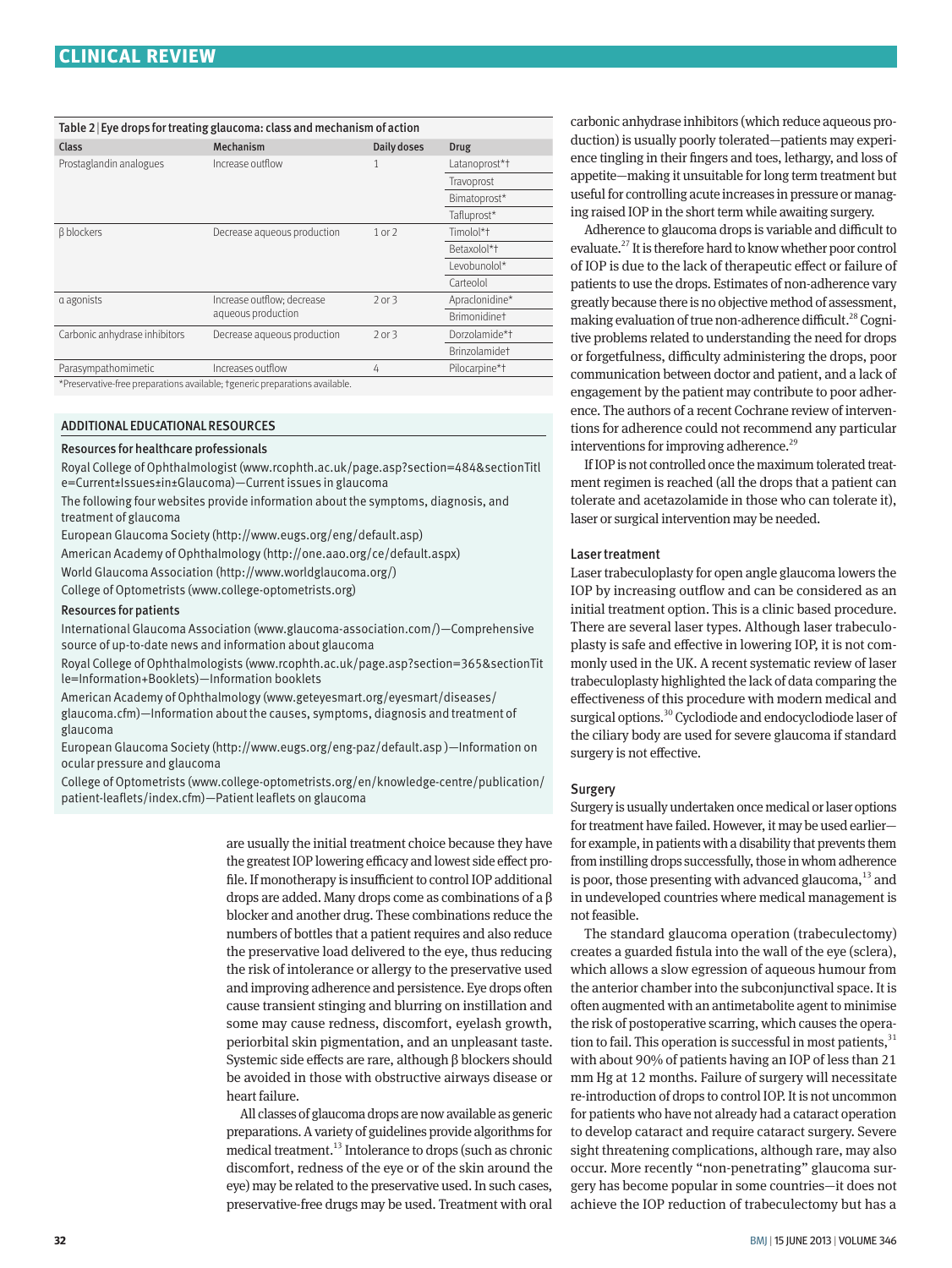**Table 2 | Eye drops for treating glaucoma: class and mechanism of action**

| Class | Mechanism | Daily doses | Drug |
|---|---|---|---|
| Prostaglandin analogues | Increase outflow | 1 | Latanoprost*† |
| | | | Travoprost |
| | | | Bimatoprost* |
| | | | Tafluprost* |
| β blockers | Decrease aqueous production | 1 or 2 | Timolol*† |
| | | | Betaxolol*† |
| | | | Levobunolol* |
| | | | Carteolol |
| α agonists | Increase outflow; decrease aqueous production | 2 or 3 | Apraclonidine* |
| | | | Brimonidine† |
| Carbonic anhydrase inhibitors | Decrease aqueous production | 2 or 3 | Dorzolamide*† |
| | | | Brinzolamide† |
| Parasympathomimetic | Increases outflow | 4 | Pilocarpine*† |

*Preservative-free preparations available; †generic preparations available.

### ADDITIONAL EDUCATIONAL RESOURCES

**Resources for healthcare professionals**

Royal College of Ophthalmologist (www.rcophth.ac.uk/page.asp?section=484&sectionTitle=Current±Issues±in±Glaucoma)—Current issues in glaucoma

The following four websites provide information about the symptoms, diagnosis, and treatment of glaucoma

European Glaucoma Society (http://www.eugs.org/eng/default.asp)

American Academy of Ophthalmology (http://one.aao.org/ce/default.aspx)

World Glaucoma Association (http://www.worldglaucoma.org/)

College of Optometrists (www.college-optometrists.org)

**Resources for patients**

International Glaucoma Association (www.glaucoma-association.com/)—Comprehensive source of up-to-date news and information about glaucoma

Royal College of Ophthalmologists (www.rcophth.ac.uk/page.asp?section=365&sectionTitle=Information+Booklets)—Information booklets

American Academy of Ophthalmology (www.geteyesmart.org/eyesmart/diseases/glaucoma.cfm)—Information about the causes, symptoms, diagnosis and treatment of glaucoma

European Glaucoma Society (http://www.eugs.org/eng-paz/default.asp )—Information on ocular pressure and glaucoma

College of Optometrists (www.college-optometrists.org/en/knowledge-centre/publication/patient-leaflets/index.cfm)—Patient leaflets on glaucoma

are usually the initial treatment choice because they have the greatest IOP lowering efficacy and lowest side effect profile. If monotherapy is insufficient to control IOP additional drops are added. Many drops come as combinations of a β blocker and another drug. These combinations reduce the numbers of bottles that a patient requires and also reduce the preservative load delivered to the eye, thus reducing the risk of intolerance or allergy to the preservative used and improving adherence and persistence. Eye drops often cause transient stinging and blurring on instillation and some may cause redness, discomfort, eyelash growth, periorbital skin pigmentation, and an unpleasant taste. Systemic side effects are rare, although β blockers should be avoided in those with obstructive airways disease or heart failure.

All classes of glaucoma drops are now available as generic preparations. A variety of guidelines provide algorithms for medical treatment.[13] Intolerance to drops (such as chronic discomfort, redness of the eye or of the skin around the eye) may be related to the preservative used. In such cases, preservative-free drugs may be used. Treatment with oral carbonic anhydrase inhibitors (which reduce aqueous production) is usually poorly tolerated—patients may experience tingling in their fingers and toes, lethargy, and loss of appetite—making it unsuitable for long term treatment but useful for controlling acute increases in pressure or managing raised IOP in the short term while awaiting surgery.

Adherence to glaucoma drops is variable and difficult to evaluate.[27] It is therefore hard to know whether poor control of IOP is due to the lack of therapeutic effect or failure of patients to use the drops. Estimates of non-adherence vary greatly because there is no objective method of assessment, making evaluation of true non-adherence difficult.[28] Cognitive problems related to understanding the need for drops or forgetfulness, difficulty administering the drops, poor communication between doctor and patient, and a lack of engagement by the patient may contribute to poor adherence. The authors of a recent Cochrane review of interventions for adherence could not recommend any particular interventions for improving adherence.[29]

If IOP is not controlled once the maximum tolerated treatment regimen is reached (all the drops that a patient can tolerate and acetazolamide in those who can tolerate it), laser or surgical intervention may be needed.

### Laser treatment

Laser trabeculoplasty for open angle glaucoma lowers the IOP by increasing outflow and can be considered as an initial treatment option. This is a clinic based procedure. There are several laser types. Although laser trabeculoplasty is safe and effective in lowering IOP, it is not commonly used in the UK. A recent systematic review of laser trabeculoplasty highlighted the lack of data comparing the effectiveness of this procedure with modern medical and surgical options.[30] Cyclodiode and endocyclodiode laser of the ciliary body are used for severe glaucoma if standard surgery is not effective.

### Surgery

Surgery is usually undertaken once medical or laser options for treatment have failed. However, it may be used earlier—for example, in patients with a disability that prevents them from instilling drops successfully, those in whom adherence is poor, those presenting with advanced glaucoma,[13] and in undeveloped countries where medical management is not feasible.

The standard glaucoma operation (trabeculectomy) creates a guarded fistula into the wall of the eye (sclera), which allows a slow egression of aqueous humour from the anterior chamber into the subconjunctival space. It is often augmented with an antimetabolite agent to minimise the risk of postoperative scarring, which causes the operation to fail. This operation is successful in most patients,[31] with about 90% of patients having an IOP of less than 21 mm Hg at 12 months. Failure of surgery will necessitate re-introduction of drops to control IOP. It is not uncommon for patients who have not already had a cataract operation to develop cataract and require cataract surgery. Severe sight threatening complications, although rare, may also occur. More recently "non-penetrating" glaucoma surgery has become popular in some countries—it does not achieve the IOP reduction of trabeculectomy but has a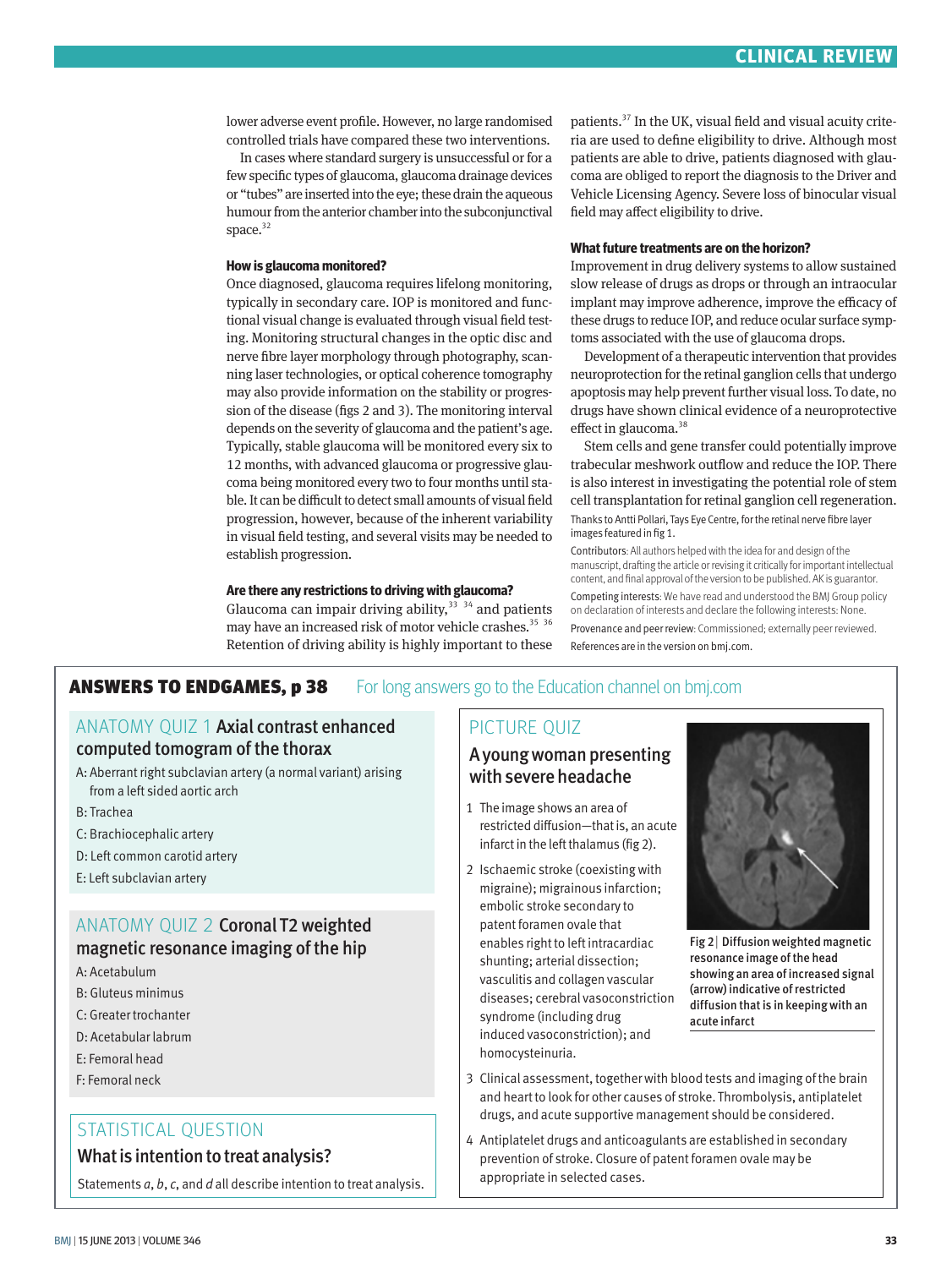lower adverse event profile. However, no large randomised controlled trials have compared these two interventions.

In cases where standard surgery is unsuccessful or for a few specific types of glaucoma, glaucoma drainage devices or "tubes" are inserted into the eye; these drain the aqueous humour from the anterior chamber into the subconjunctival space.[32]

### How is glaucoma monitored?

Once diagnosed, glaucoma requires lifelong monitoring, typically in secondary care. IOP is monitored and functional visual change is evaluated through visual field testing. Monitoring structural changes in the optic disc and nerve fibre layer morphology through photography, scanning laser technologies, or optical coherence tomography may also provide information on the stability or progression of the disease (figs 2 and 3). The monitoring interval depends on the severity of glaucoma and the patient's age. Typically, stable glaucoma will be monitored every six to 12 months, with advanced glaucoma or progressive glaucoma being monitored every two to four months until stable. It can be difficult to detect small amounts of visual field progression, however, because of the inherent variability in visual field testing, and several visits may be needed to establish progression.

### Are there any restrictions to driving with glaucoma?

Glaucoma can impair driving ability,[33 34] and patients may have an increased risk of motor vehicle crashes.[35 36] Retention of driving ability is highly important to these patients.[37] In the UK, visual field and visual acuity criteria are used to define eligibility to drive. Although most patients are able to drive, patients diagnosed with glaucoma are obliged to report the diagnosis to the Driver and Vehicle Licensing Agency. Severe loss of binocular visual field may affect eligibility to drive.

### What future treatments are on the horizon?

Improvement in drug delivery systems to allow sustained slow release of drugs as drops or through an intraocular implant may improve adherence, improve the efficacy of these drugs to reduce IOP, and reduce ocular surface symptoms associated with the use of glaucoma drops.

Development of a therapeutic intervention that provides neuroprotection for the retinal ganglion cells that undergo apoptosis may help prevent further visual loss. To date, no drugs have shown clinical evidence of a neuroprotective effect in glaucoma.[38]

Stem cells and gene transfer could potentially improve trabecular meshwork outflow and reduce the IOP. There is also interest in investigating the potential role of stem cell transplantation for retinal ganglion cell regeneration.

Thanks to Antti Pollari, Tays Eye Centre, for the retinal nerve fibre layer images featured in fig 1.

Contributors: All authors helped with the idea for and design of the manuscript, drafting the article or revising it critically for important intellectual content, and final approval of the version to be published. AK is guarantor.

Competing interests: We have read and understood the BMJ Group policy on declaration of interests and declare the following interests: None.

Provenance and peer review: Commissioned; externally peer reviewed.

References are in the version on bmj.com.

## ANSWERS TO ENDGAMES, p 38

For long answers go to the Education channel on bmj.com

### ANATOMY QUIZ 1 Axial contrast enhanced computed tomogram of the thorax

A: Aberrant right subclavian artery (a normal variant) arising from a left sided aortic arch
B: Trachea
C: Brachiocephalic artery
D: Left common carotid artery
E: Left subclavian artery

### ANATOMY QUIZ 2 Coronal T2 weighted magnetic resonance imaging of the hip

A: Acetabulum
B: Gluteus minimus
C: Greater trochanter
D: Acetabular labrum
E: Femoral head
F: Femoral neck

### STATISTICAL QUESTION

#### What is intention to treat analysis?

Statements *a*, *b*, *c*, and *d* all describe intention to treat analysis.

### PICTURE QUIZ

#### A young woman presenting with severe headache

1. The image shows an area of restricted diffusion—that is, an acute infarct in the left thalamus (fig 2).
2. Ischaemic stroke (coexisting with migraine); migrainous infarction; embolic stroke secondary to patent foramen ovale that enables right to left intracardiac shunting; arterial dissection; vasculitis and collagen vascular diseases; cerebral vasoconstriction syndrome (including drug induced vasoconstriction); and homocysteinuria.
3. Clinical assessment, together with blood tests and imaging of the brain and heart to look for other causes of stroke. Thrombolysis, antiplatelet drugs, and acute supportive management should be considered.
4. Antiplatelet drugs and anticoagulants are established in secondary prevention of stroke. Closure of patent foramen ovale may be appropriate in selected cases.

Fig 2 | Diffusion weighted magnetic resonance image of the head showing an area of increased signal (arrow) indicative of restricted diffusion that is in keeping with an acute infarct